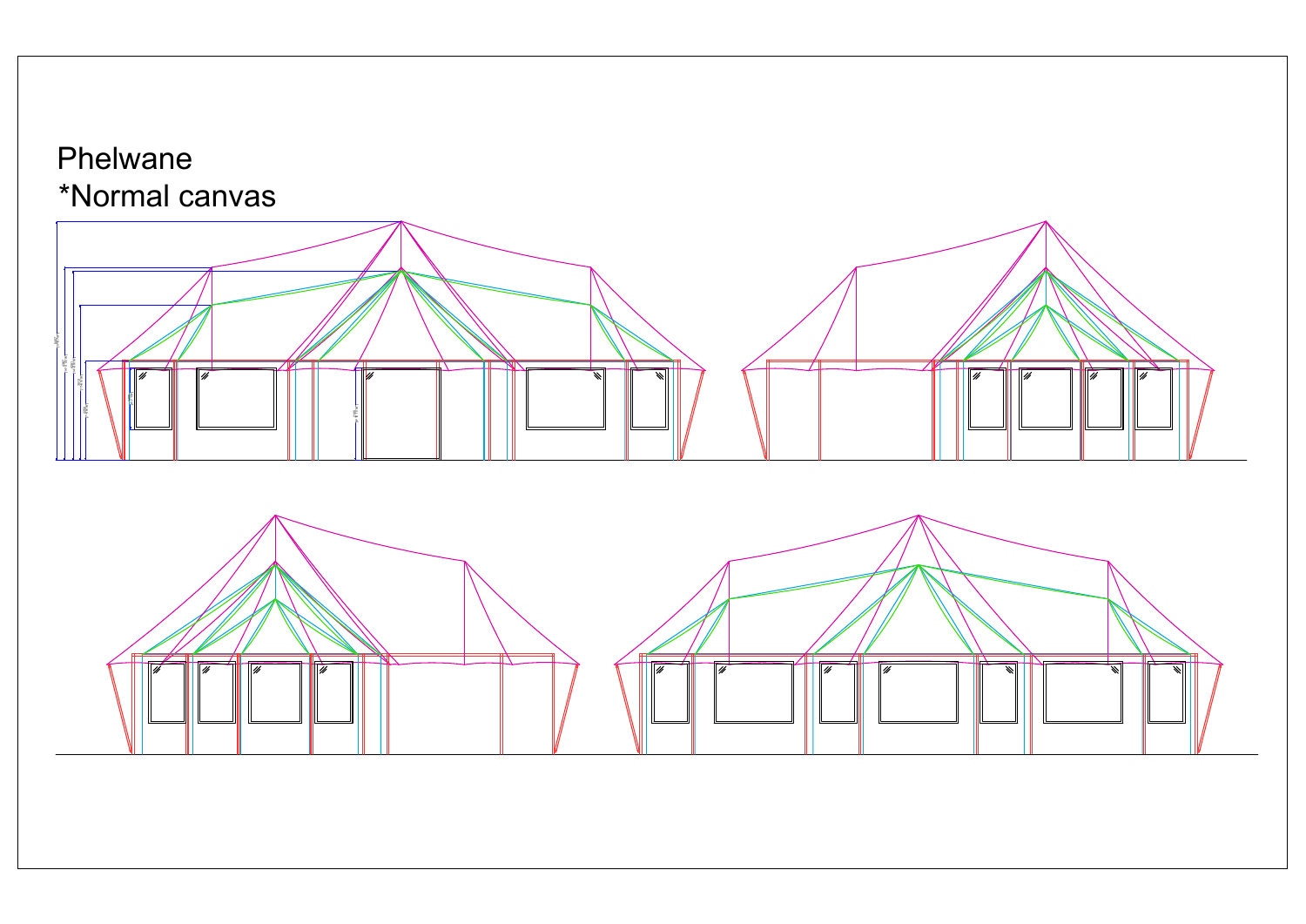Phelwane

*Normal canvas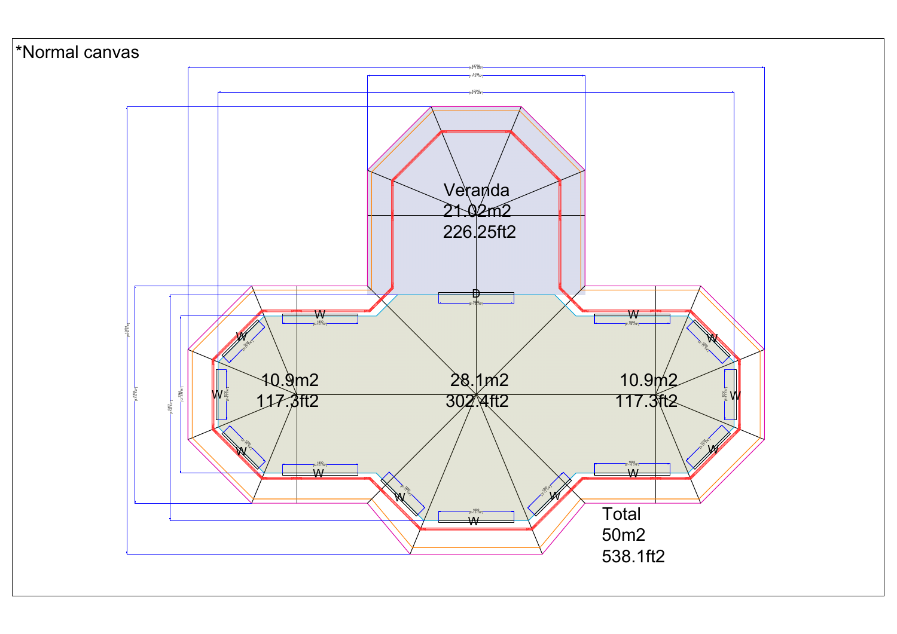*Normal canvas

Veranda
21.02m2
226.25ft2

10.9m2
117.3ft2

28.1m2
302.4ft2

10.9m2
117.3ft2

Total
50m2
538.1ft2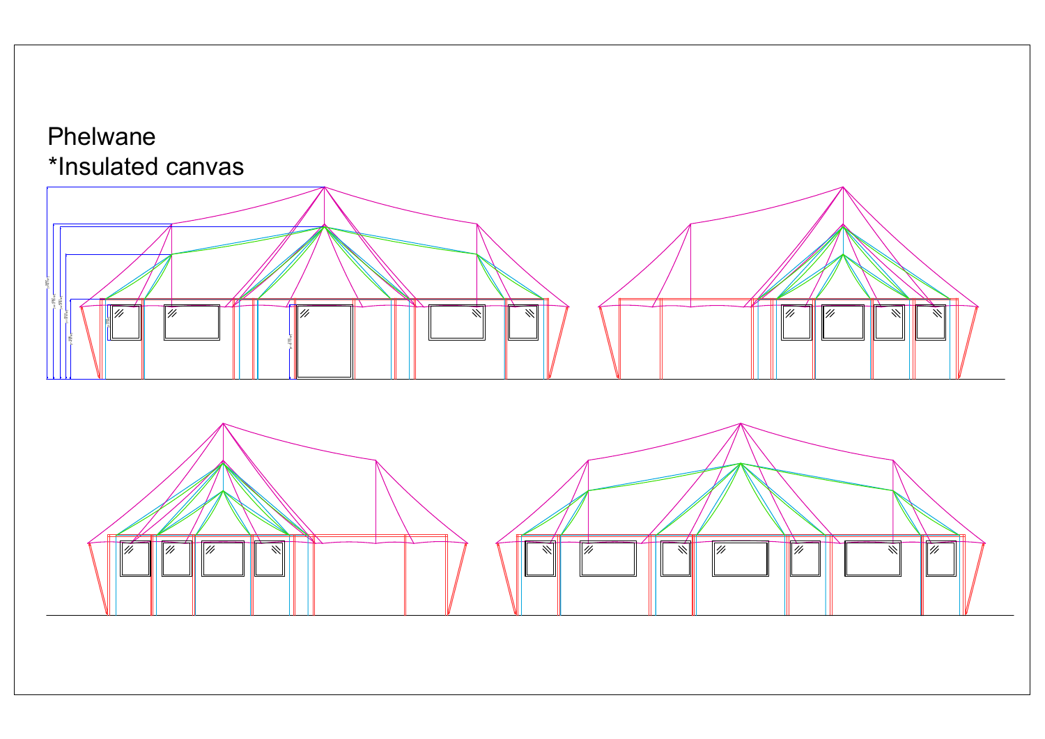Phelwane
*Insulated canvas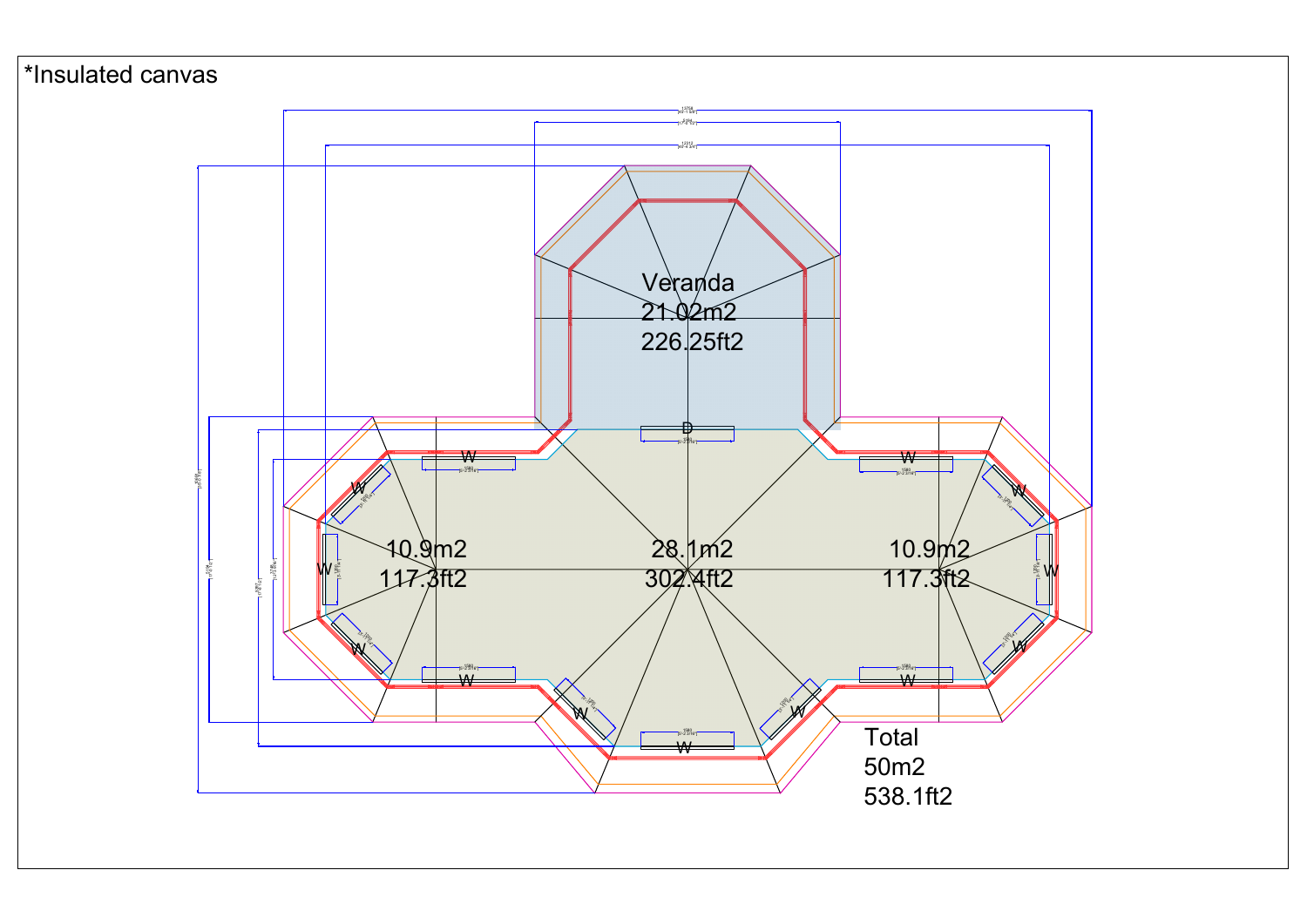*Insulated canvas

Veranda
21.02m2
226.25ft2

10.9m2
117.3ft2

28.1m2
302.4ft2

10.9m2
117.3ft2

Total
50m2
538.1ft2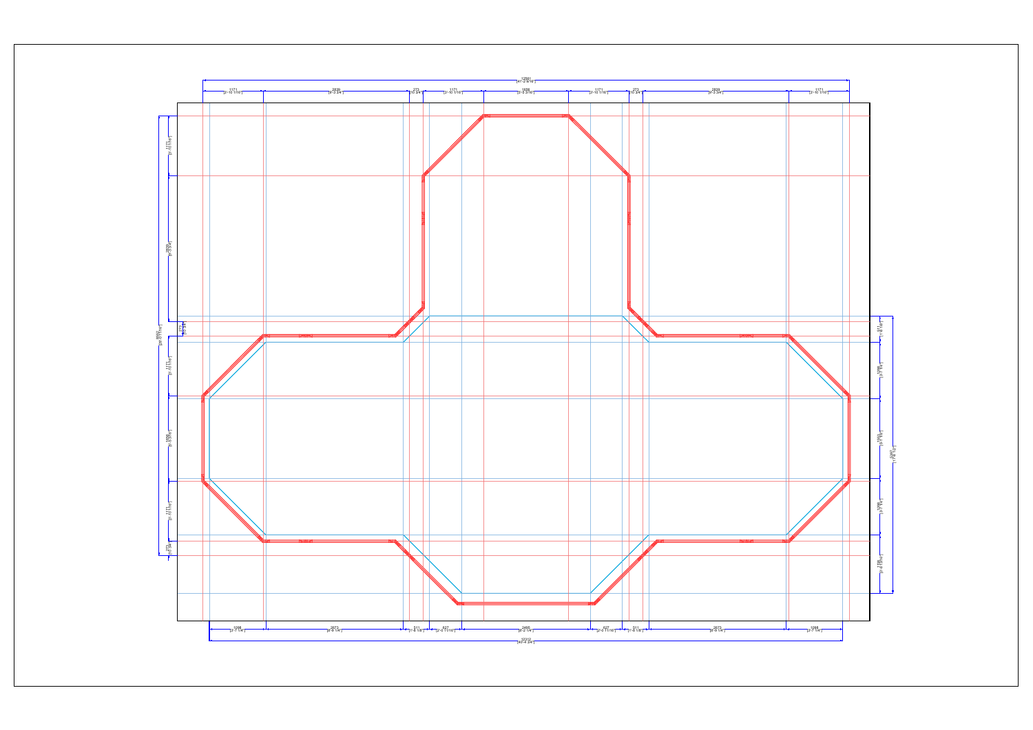12581
[41'-3 5/16"]

| 1171 [3'-10 1/16"] | 2839 [9'-3 3/4"] | 273 [10 3/4"] | 1171 [3'-10 1/16"] | 1656 [5'-5 3/16"] | 1171 [3'-10 1/16"] | 273 [10 3/4"] | 2839 [9'-3 3/4"] | 1171 [3'-10 1/16"] |
|---|---|---|---|---|---|---|---|---|

| 1098 [3'-7 1/4"] | 2673 [8'-9 1/4"] | 511 [1'-8 1/8"] | 627 [2'-0 11/16"] | 2495 [8'-2 1/4"] | 627 [2'-0 11/16"] | 511 [1'-8 1/8"] | 2673 [8'-9 1/4"] | 1098 [3'-7 1/4"] |
|---|---|---|---|---|---|---|---|---|

12312
[40'-4 3/4"]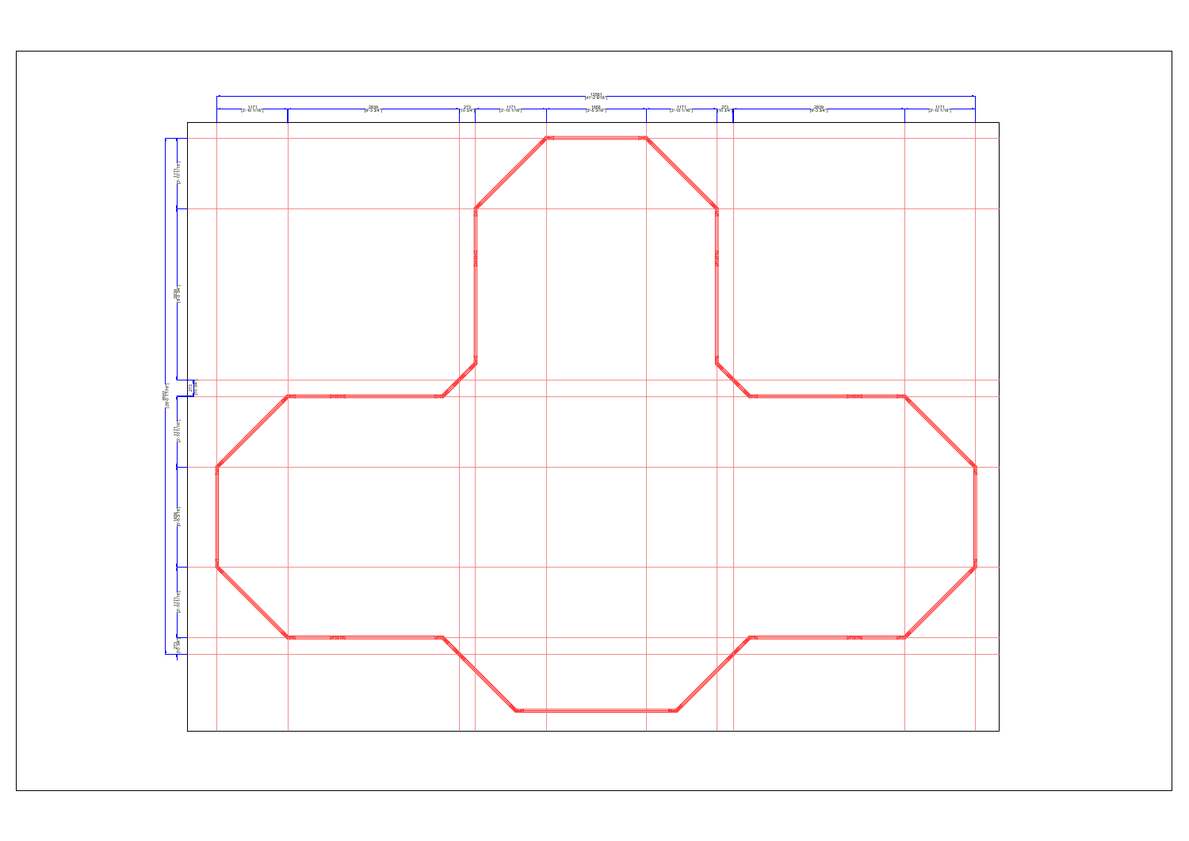12561
[41'-2 9/16"]

| 1171 [3'-10 1/16"] | 2839 [9'-3 3/4"] | 273 [0'-10 3/4"] | 1171 [3'-10 1/16"] | 1656 [5'-5 3/16"] | 1171 [3'-10 1/16"] | 273 [0'-10 3/4"] | 2839 [9'-3 3/4"] | 1171 [3'-10 1/16"] |
|---|---|---|---|---|---|---|---|---|

8560
[28'-1 1/16"]

| 1171 [3'-10 1/16"] |
|---|
| 2839 [9'-3 3/4"] |
| 273 [0'-10 3/4"] |
| 1171 [3'-10 1/16"] |
| 1656 [5'-5 3/16"] |
| 1171 [3'-10 1/16"] |
| 273 [0'-10 3/4"] |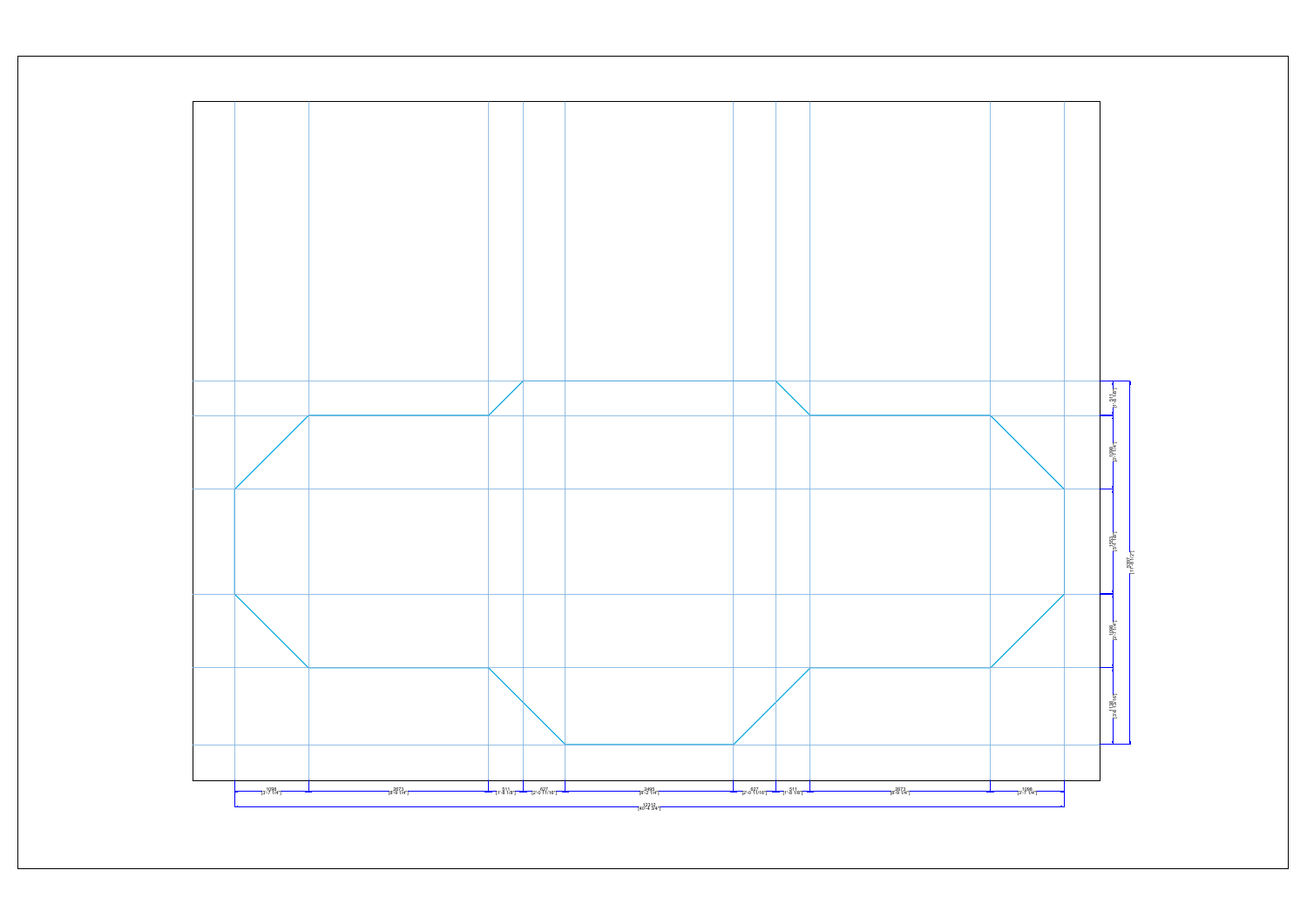1098
[3'-7 1/4"]

2673
[8'-9 1/4"]

511
[1'-8 1/8"]

627
[2'-0 11/16"]

2495
[8'-2 1/4"]

627
[2'-0 11/16"]

511
[1'-8 1/8"]

2673
[8'-9 1/4"]

1098
[3'-7 1/4"]

12312
[40'-4 3/4"]

511
[1'-8 1/8"]

1098
[3'-7 1/4"]

1563
[5'-1 1/2"]

1098
[3'-7 1/4"]

1135
[3'-8 11/16"]

5397
[17'-8 1/2"]